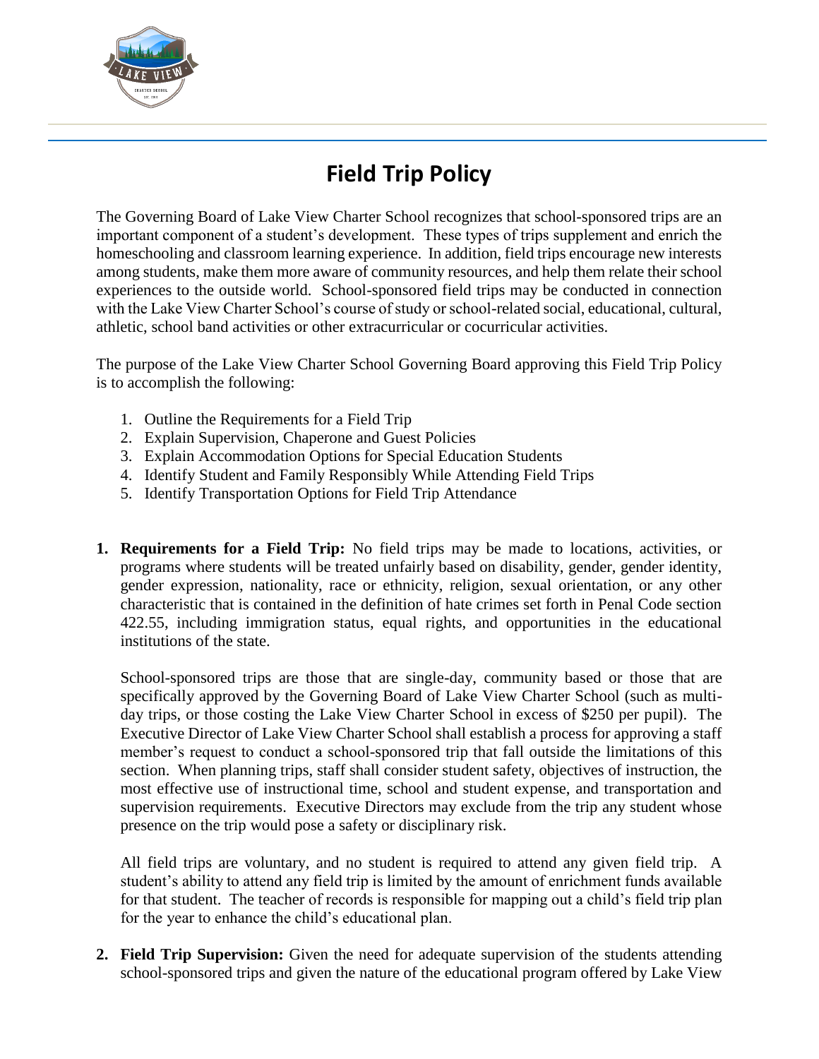# Field Trip Policy

The Governing Board of Lake View Charter School recognizes that school-sponsored trips are an important component of a student's development. These types of trips supplement and enrich the homeschooling and classroom learning experience. In addition, field trips encourage new interests among students, make them more aware of community resources, and help them relate their school experiences to the outside world. School-sponsored field trips may be conducted in connection with the Lake View Charter School's course of study or school-related social, educational, cultural, athletic, school band activities or other extracurricular or cocurricular activities.

The purpose of the Lake View Charter School Governing Board approving this Field Trip Policy is to accomplish the following:

1. Outline the Requirements for a Field Trip
2. Explain Supervision, Chaperone and Guest Policies
3. Explain Accommodation Options for Special Education Students
4. Identify Student and Family Responsibly While Attending Field Trips
5. Identify Transportation Options for Field Trip Attendance

1. **Requirements for a Field Trip:** No field trips may be made to locations, activities, or programs where students will be treated unfairly based on disability, gender, gender identity, gender expression, nationality, race or ethnicity, religion, sexual orientation, or any other characteristic that is contained in the definition of hate crimes set forth in Penal Code section 422.55, including immigration status, equal rights, and opportunities in the educational institutions of the state.

   School-sponsored trips are those that are single-day, community based or those that are specifically approved by the Governing Board of Lake View Charter School (such as multi-day trips, or those costing the Lake View Charter School in excess of $250 per pupil). The Executive Director of Lake View Charter School shall establish a process for approving a staff member's request to conduct a school-sponsored trip that fall outside the limitations of this section. When planning trips, staff shall consider student safety, objectives of instruction, the most effective use of instructional time, school and student expense, and transportation and supervision requirements. Executive Directors may exclude from the trip any student whose presence on the trip would pose a safety or disciplinary risk.

   All field trips are voluntary, and no student is required to attend any given field trip. A student's ability to attend any field trip is limited by the amount of enrichment funds available for that student. The teacher of records is responsible for mapping out a child's field trip plan for the year to enhance the child's educational plan.

2. **Field Trip Supervision:** Given the need for adequate supervision of the students attending school-sponsored trips and given the nature of the educational program offered by Lake View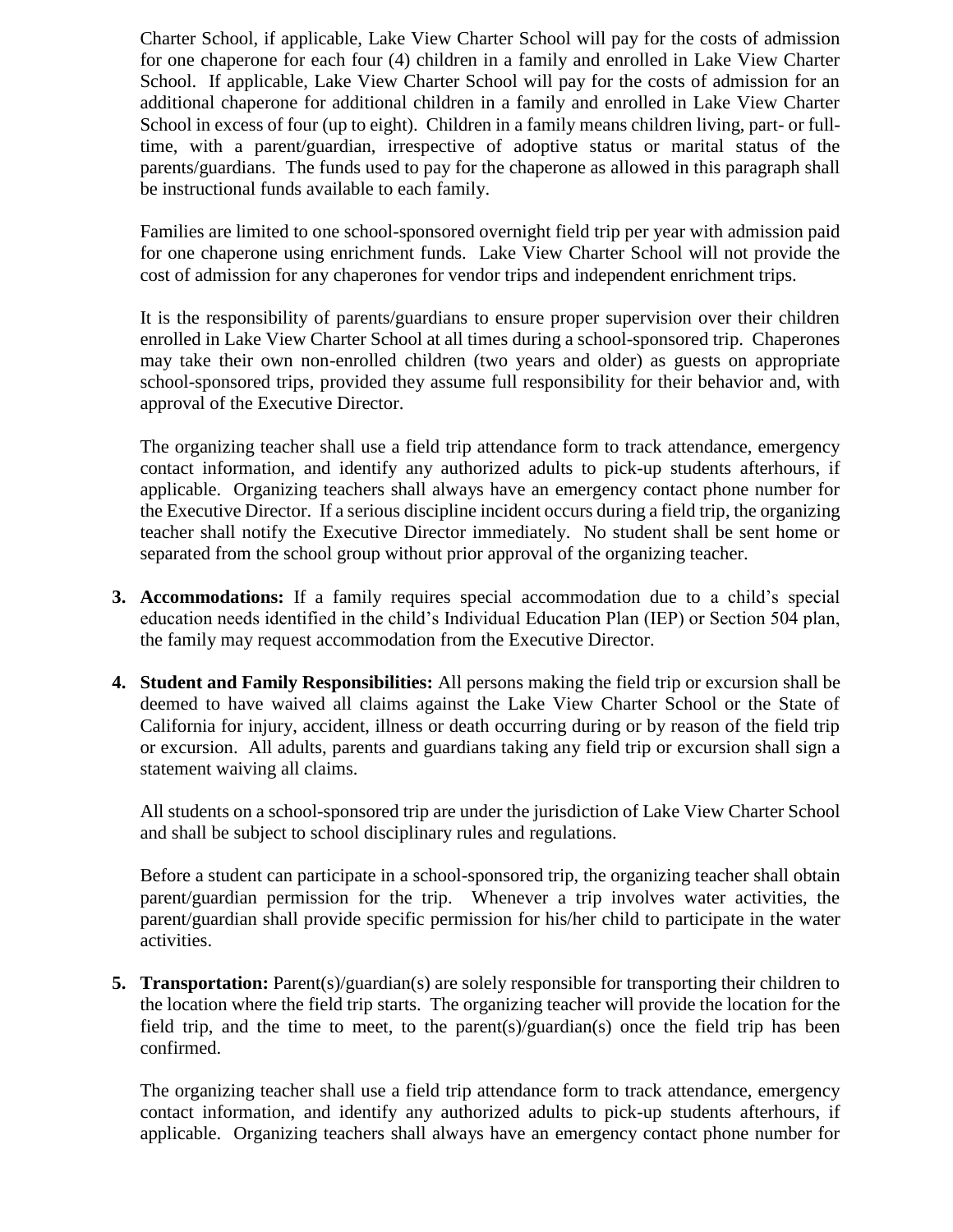Charter School, if applicable, Lake View Charter School will pay for the costs of admission for one chaperone for each four (4) children in a family and enrolled in Lake View Charter School. If applicable, Lake View Charter School will pay for the costs of admission for an additional chaperone for additional children in a family and enrolled in Lake View Charter School in excess of four (up to eight). Children in a family means children living, part- or full-time, with a parent/guardian, irrespective of adoptive status or marital status of the parents/guardians. The funds used to pay for the chaperone as allowed in this paragraph shall be instructional funds available to each family.

Families are limited to one school-sponsored overnight field trip per year with admission paid for one chaperone using enrichment funds. Lake View Charter School will not provide the cost of admission for any chaperones for vendor trips and independent enrichment trips.

It is the responsibility of parents/guardians to ensure proper supervision over their children enrolled in Lake View Charter School at all times during a school-sponsored trip. Chaperones may take their own non-enrolled children (two years and older) as guests on appropriate school-sponsored trips, provided they assume full responsibility for their behavior and, with approval of the Executive Director.

The organizing teacher shall use a field trip attendance form to track attendance, emergency contact information, and identify any authorized adults to pick-up students afterhours, if applicable. Organizing teachers shall always have an emergency contact phone number for the Executive Director. If a serious discipline incident occurs during a field trip, the organizing teacher shall notify the Executive Director immediately. No student shall be sent home or separated from the school group without prior approval of the organizing teacher.

3. **Accommodations:** If a family requires special accommodation due to a child's special education needs identified in the child's Individual Education Plan (IEP) or Section 504 plan, the family may request accommodation from the Executive Director.

4. **Student and Family Responsibilities:** All persons making the field trip or excursion shall be deemed to have waived all claims against the Lake View Charter School or the State of California for injury, accident, illness or death occurring during or by reason of the field trip or excursion. All adults, parents and guardians taking any field trip or excursion shall sign a statement waiving all claims.

   All students on a school-sponsored trip are under the jurisdiction of Lake View Charter School and shall be subject to school disciplinary rules and regulations.

   Before a student can participate in a school-sponsored trip, the organizing teacher shall obtain parent/guardian permission for the trip. Whenever a trip involves water activities, the parent/guardian shall provide specific permission for his/her child to participate in the water activities.

5. **Transportation:** Parent(s)/guardian(s) are solely responsible for transporting their children to the location where the field trip starts. The organizing teacher will provide the location for the field trip, and the time to meet, to the parent(s)/guardian(s) once the field trip has been confirmed.

   The organizing teacher shall use a field trip attendance form to track attendance, emergency contact information, and identify any authorized adults to pick-up students afterhours, if applicable. Organizing teachers shall always have an emergency contact phone number for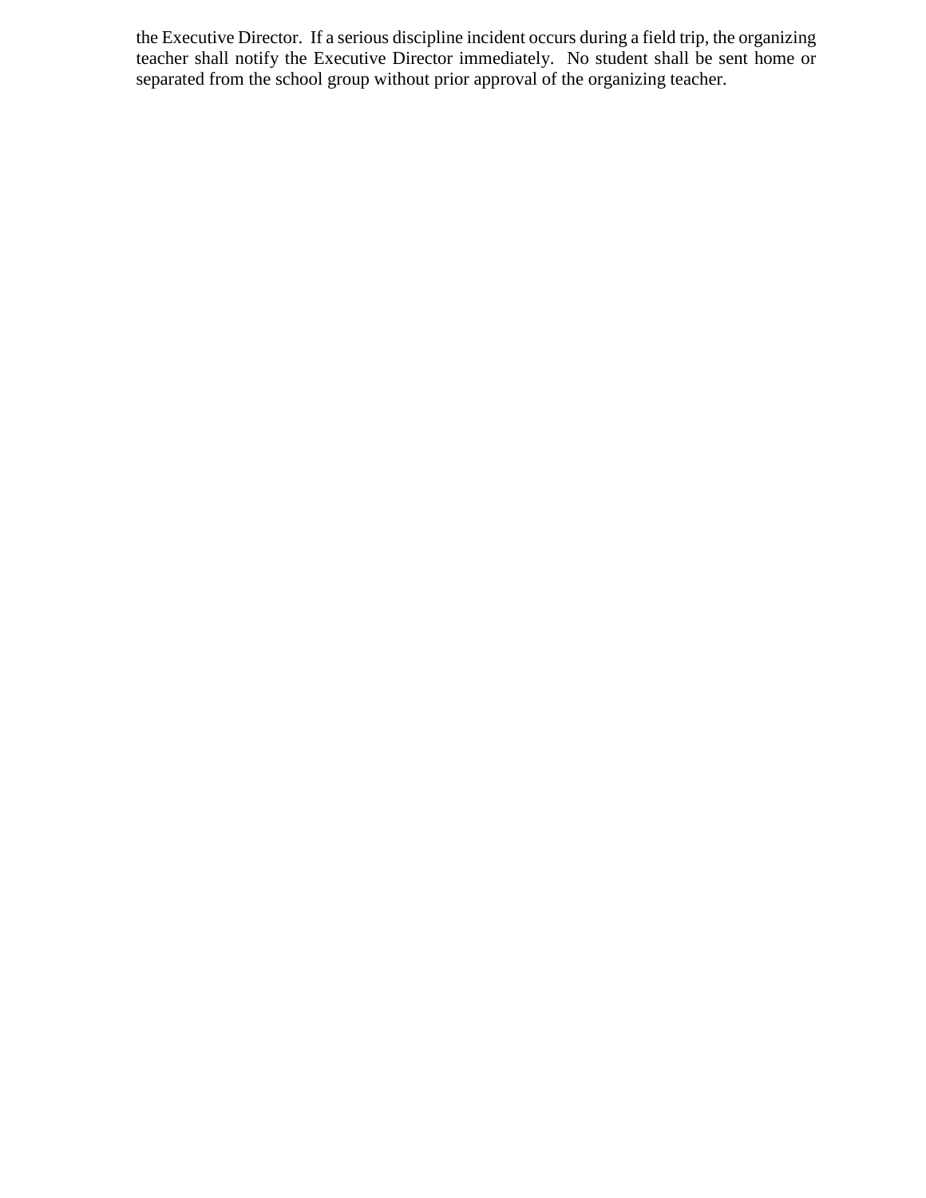the Executive Director. If a serious discipline incident occurs during a field trip, the organizing teacher shall notify the Executive Director immediately. No student shall be sent home or separated from the school group without prior approval of the organizing teacher.